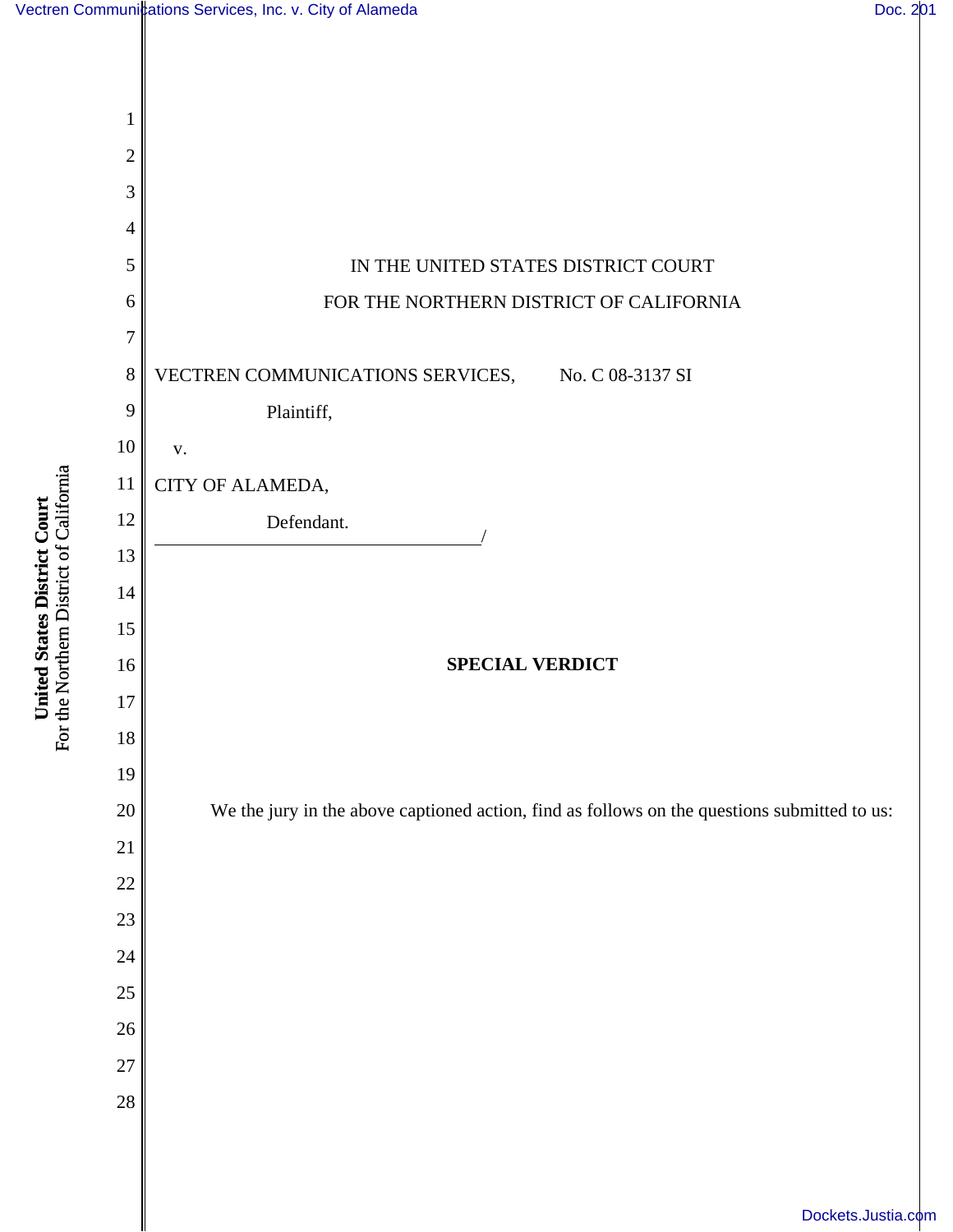IN THE UNITED STATES DISTRICT COURT

FOR THE NORTHERN DISTRICT OF CALIFORNIA

VECTREN COMMUNICATIONS SERVICES,

Plaintiff,

v.

CITY OF ALAMEDA,

Defendant.

No. C 08-3137 SI

**SPECIAL VERDICT**

We the jury in the above captioned action, find as follows on the questions submitted to us: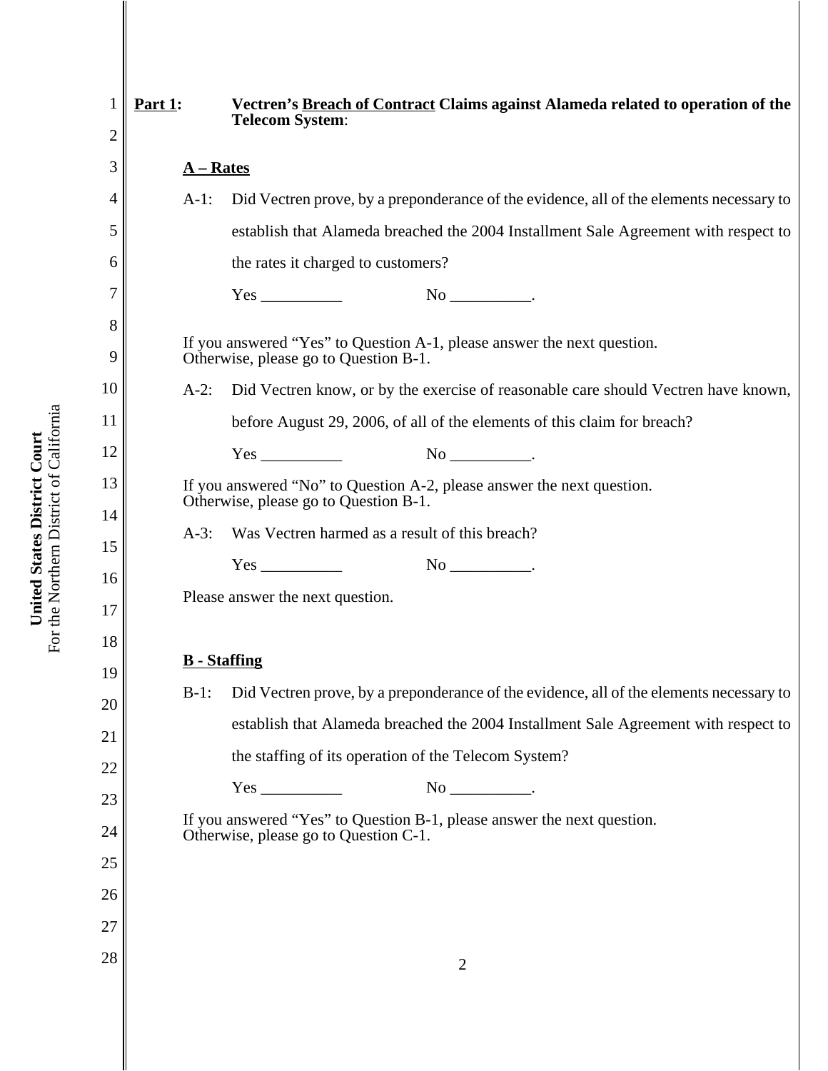**Part 1:** **Vectren's Breach of Contract Claims against Alameda related to operation of the Telecom System**:

**A – Rates**

A-1: Did Vectren prove, by a preponderance of the evidence, all of the elements necessary to establish that Alameda breached the 2004 Installment Sale Agreement with respect to the rates it charged to customers?

Yes __________ No __________.

If you answered "Yes" to Question A-1, please answer the next question. Otherwise, please go to Question B-1.

A-2: Did Vectren know, or by the exercise of reasonable care should Vectren have known, before August 29, 2006, of all of the elements of this claim for breach?

Yes __________ No __________.

If you answered "No" to Question A-2, please answer the next question. Otherwise, please go to Question B-1.

A-3: Was Vectren harmed as a result of this breach?

Yes __________ No __________.

Please answer the next question.

**B - Staffing**

B-1: Did Vectren prove, by a preponderance of the evidence, all of the elements necessary to establish that Alameda breached the 2004 Installment Sale Agreement with respect to the staffing of its operation of the Telecom System?

Yes __________ No __________.

If you answered "Yes" to Question B-1, please answer the next question. Otherwise, please go to Question C-1.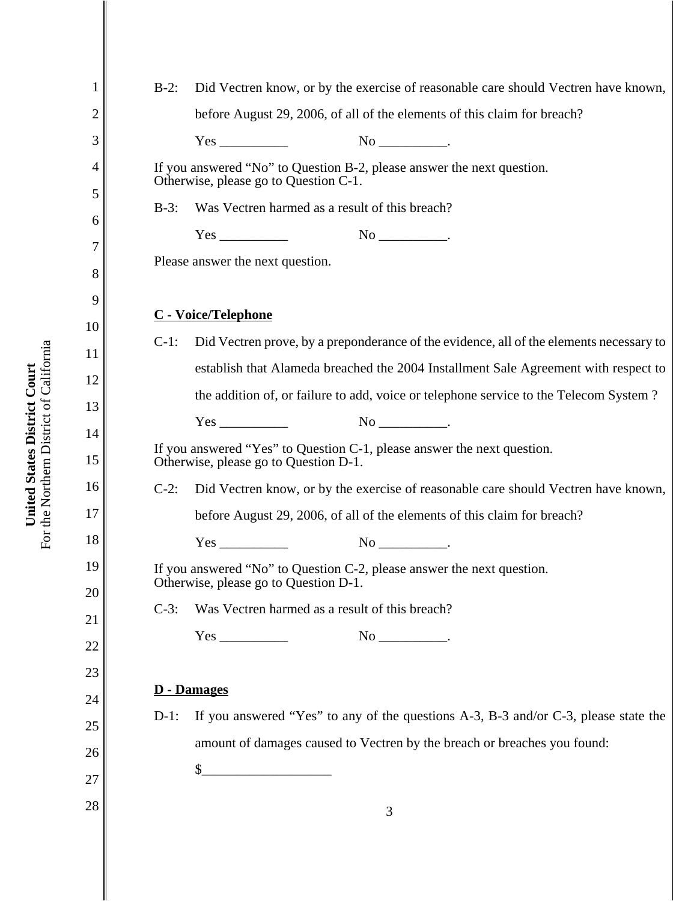B-2: Did Vectren know, or by the exercise of reasonable care should Vectren have known, before August 29, 2006, of all of the elements of this claim for breach?

Yes __________ No __________.

If you answered "No" to Question B-2, please answer the next question.
Otherwise, please go to Question C-1.

B-3: Was Vectren harmed as a result of this breach?

Yes __________ No __________.

Please answer the next question.

**C - Voice/Telephone**

C-1: Did Vectren prove, by a preponderance of the evidence, all of the elements necessary to establish that Alameda breached the 2004 Installment Sale Agreement with respect to the addition of, or failure to add, voice or telephone service to the Telecom System ?

Yes __________ No __________.

If you answered "Yes" to Question C-1, please answer the next question.
Otherwise, please go to Question D-1.

C-2: Did Vectren know, or by the exercise of reasonable care should Vectren have known, before August 29, 2006, of all of the elements of this claim for breach?

Yes __________ No __________.

If you answered "No" to Question C-2, please answer the next question.
Otherwise, please go to Question D-1.

C-3: Was Vectren harmed as a result of this breach?

Yes __________ No __________.

**D - Damages**

D-1: If you answered "Yes" to any of the questions A-3, B-3 and/or C-3, please state the amount of damages caused to Vectren by the breach or breaches you found:

$__________________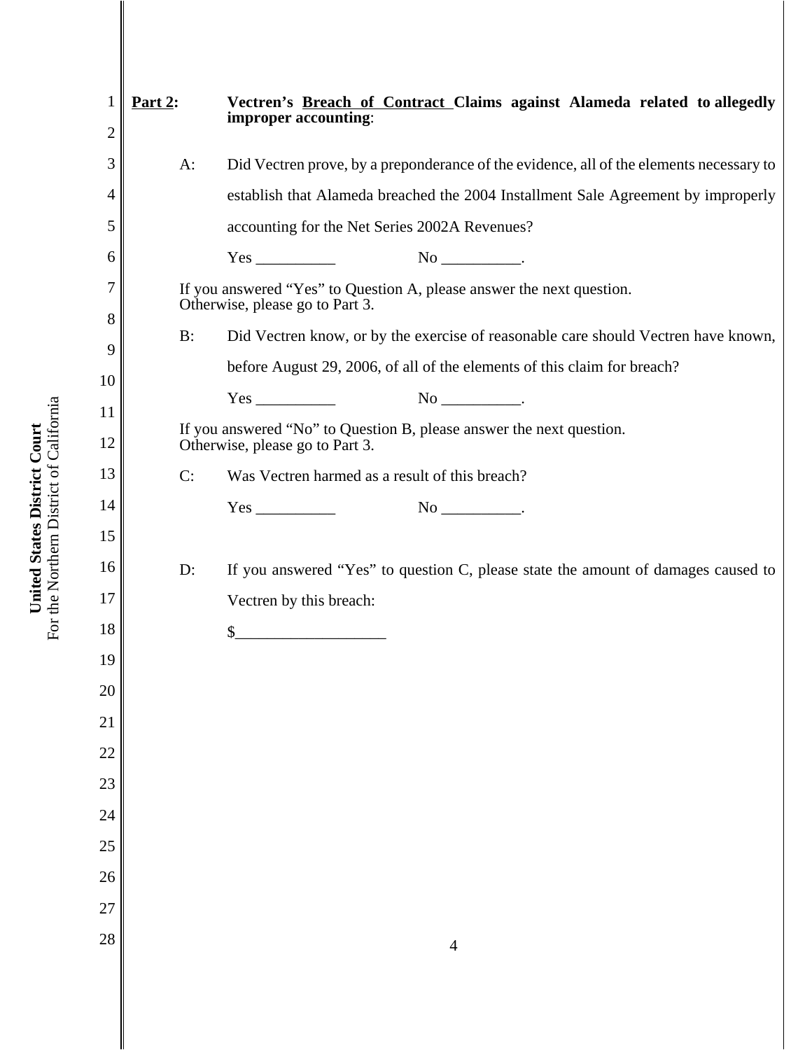**Part 2:** **Vectren's <u>Breach of Contract</u> Claims against Alameda related to allegedly improper accounting**:

A: Did Vectren prove, by a preponderance of the evidence, all of the elements necessary to establish that Alameda breached the 2004 Installment Sale Agreement by improperly accounting for the Net Series 2002A Revenues?

Yes __________ No __________.

If you answered "Yes" to Question A, please answer the next question. Otherwise, please go to Part 3.

B: Did Vectren know, or by the exercise of reasonable care should Vectren have known, before August 29, 2006, of all of the elements of this claim for breach?

Yes __________ No __________.

If you answered "No" to Question B, please answer the next question. Otherwise, please go to Part 3.

C: Was Vectren harmed as a result of this breach?

Yes __________ No __________.

D: If you answered "Yes" to question C, please state the amount of damages caused to Vectren by this breach:

$___________________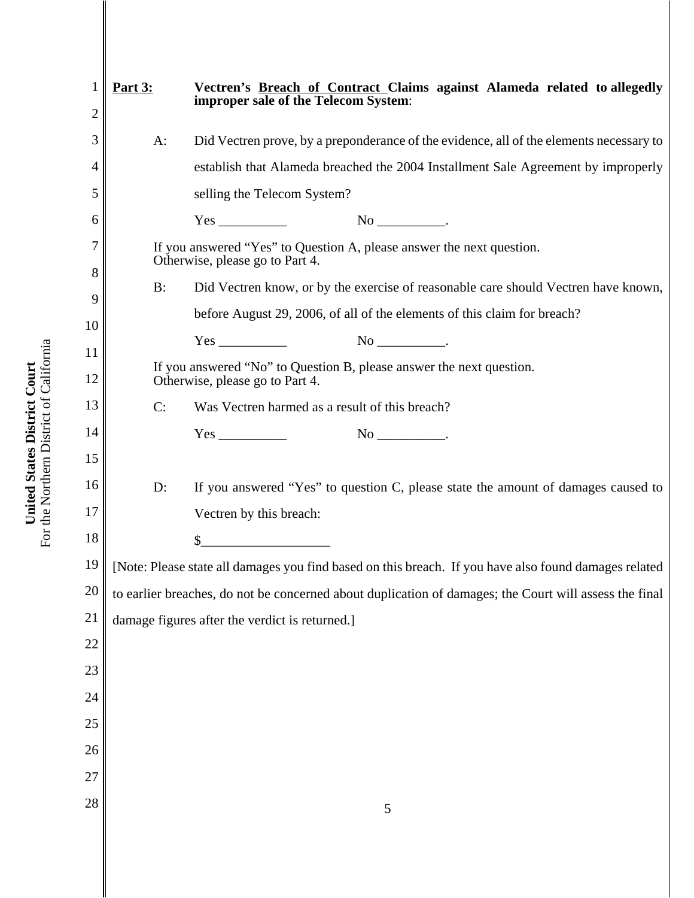**Part 3:** **Vectren's <u>Breach of Contract</u> Claims against Alameda related to allegedly improper sale of the Telecom System**:

A: Did Vectren prove, by a preponderance of the evidence, all of the elements necessary to establish that Alameda breached the 2004 Installment Sale Agreement by improperly selling the Telecom System?

Yes __________ No __________.

If you answered "Yes" to Question A, please answer the next question. Otherwise, please go to Part 4.

B: Did Vectren know, or by the exercise of reasonable care should Vectren have known, before August 29, 2006, of all of the elements of this claim for breach?

Yes __________ No __________.

If you answered "No" to Question B, please answer the next question. Otherwise, please go to Part 4.

C: Was Vectren harmed as a result of this breach?

Yes __________ No __________.

D: If you answered "Yes" to question C, please state the amount of damages caused to Vectren by this breach:

$__________________

[Note: Please state all damages you find based on this breach. If you have also found damages related to earlier breaches, do not be concerned about duplication of damages; the Court will assess the final damage figures after the verdict is returned.]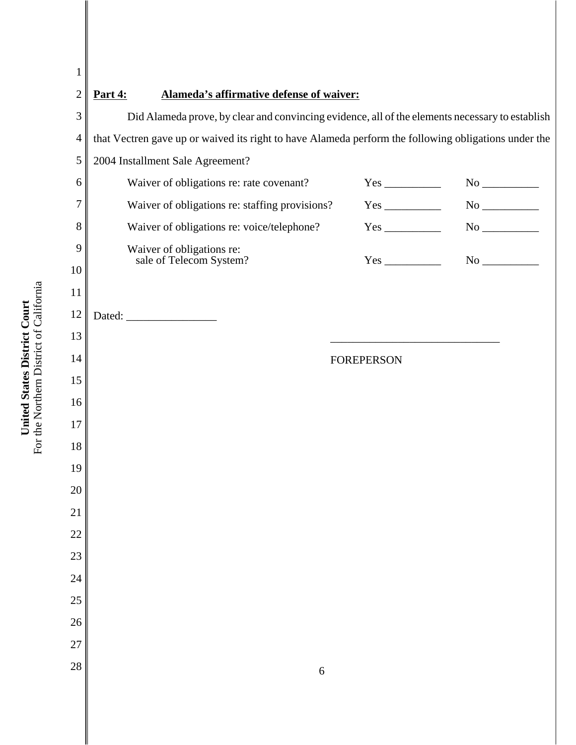**Part 4: Alameda's affirmative defense of waiver:**

Did Alameda prove, by clear and convincing evidence, all of the elements necessary to establish that Vectren gave up or waived its right to have Alameda perform the following obligations under the 2004 Installment Sale Agreement?

| | | |
|---|---|---|
| Waiver of obligations re: rate covenant? | Yes __________ | No __________ |
| Waiver of obligations re: staffing provisions? | Yes __________ | No __________ |
| Waiver of obligations re: voice/telephone? | Yes __________ | No __________ |
| Waiver of obligations re: sale of Telecom System? | Yes __________ | No __________ |

Dated: ________________

______________________________

FOREPERSON